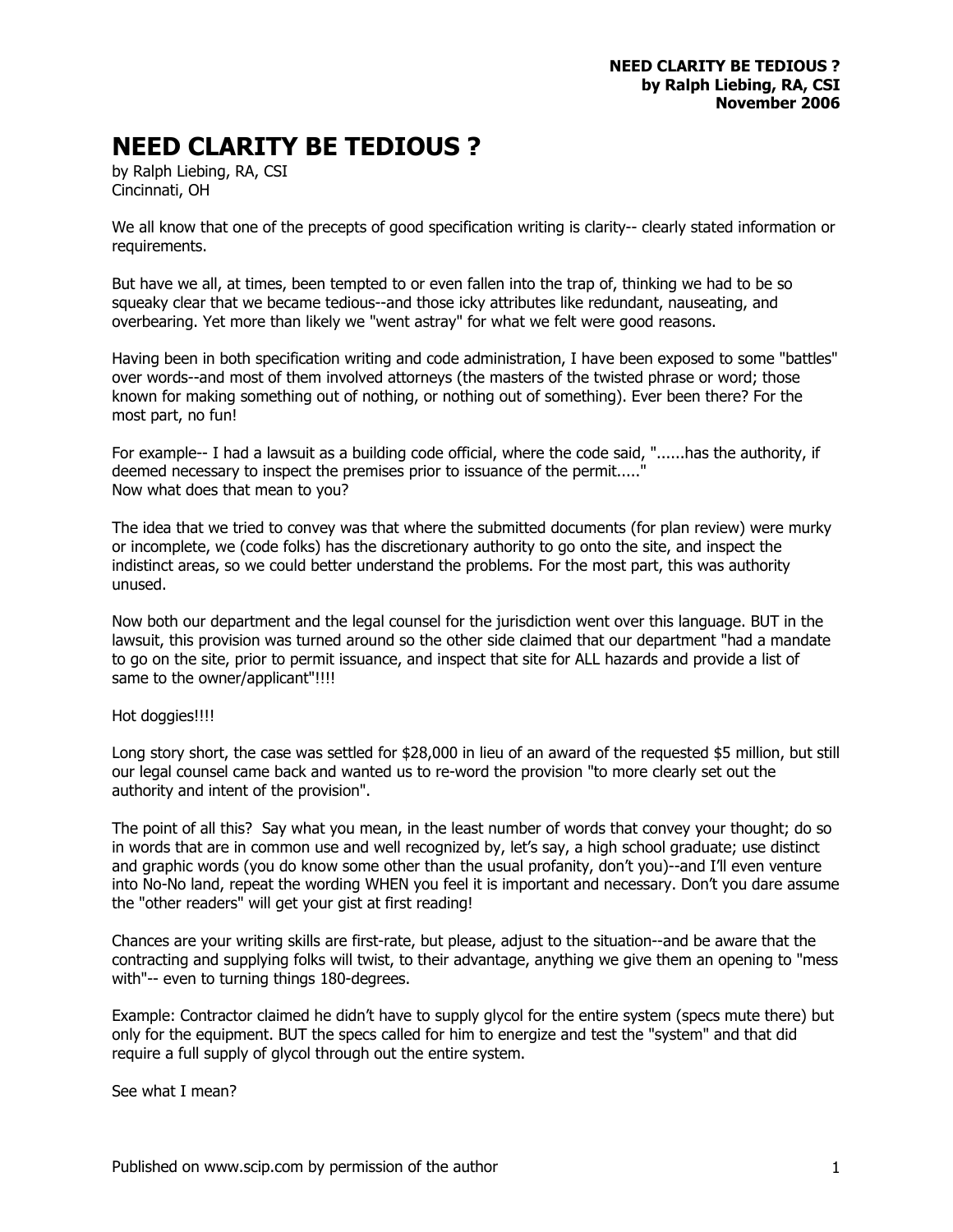# NEED CLARITY BE TEDIOUS ?

by Ralph Liebing, RA, CSI
Cincinnati, OH

We all know that one of the precepts of good specification writing is clarity-- clearly stated information or requirements.

But have we all, at times, been tempted to or even fallen into the trap of, thinking we had to be so squeaky clear that we became tedious--and those icky attributes like redundant, nauseating, and overbearing. Yet more than likely we "went astray" for what we felt were good reasons.

Having been in both specification writing and code administration, I have been exposed to some "battles" over words--and most of them involved attorneys (the masters of the twisted phrase or word; those known for making something out of nothing, or nothing out of something). Ever been there? For the most part, no fun!

For example-- I had a lawsuit as a building code official, where the code said, "......has the authority, if deemed necessary to inspect the premises prior to issuance of the permit....."
Now what does that mean to you?

The idea that we tried to convey was that where the submitted documents (for plan review) were murky or incomplete, we (code folks) has the discretionary authority to go onto the site, and inspect the indistinct areas, so we could better understand the problems. For the most part, this was authority unused.

Now both our department and the legal counsel for the jurisdiction went over this language. BUT in the lawsuit, this provision was turned around so the other side claimed that our department "had a mandate to go on the site, prior to permit issuance, and inspect that site for ALL hazards and provide a list of same to the owner/applicant"!!!!

Hot doggies!!!!

Long story short, the case was settled for $28,000 in lieu of an award of the requested $5 million, but still our legal counsel came back and wanted us to re-word the provision "to more clearly set out the authority and intent of the provision".

The point of all this? Say what you mean, in the least number of words that convey your thought; do so in words that are in common use and well recognized by, let's say, a high school graduate; use distinct and graphic words (you do know some other than the usual profanity, don't you)--and I'll even venture into No-No land, repeat the wording WHEN you feel it is important and necessary. Don't you dare assume the "other readers" will get your gist at first reading!

Chances are your writing skills are first-rate, but please, adjust to the situation--and be aware that the contracting and supplying folks will twist, to their advantage, anything we give them an opening to "mess with"-- even to turning things 180-degrees.

Example: Contractor claimed he didn't have to supply glycol for the entire system (specs mute there) but only for the equipment. BUT the specs called for him to energize and test the "system" and that did require a full supply of glycol through out the entire system.

See what I mean?

Published on www.scip.com by permission of the author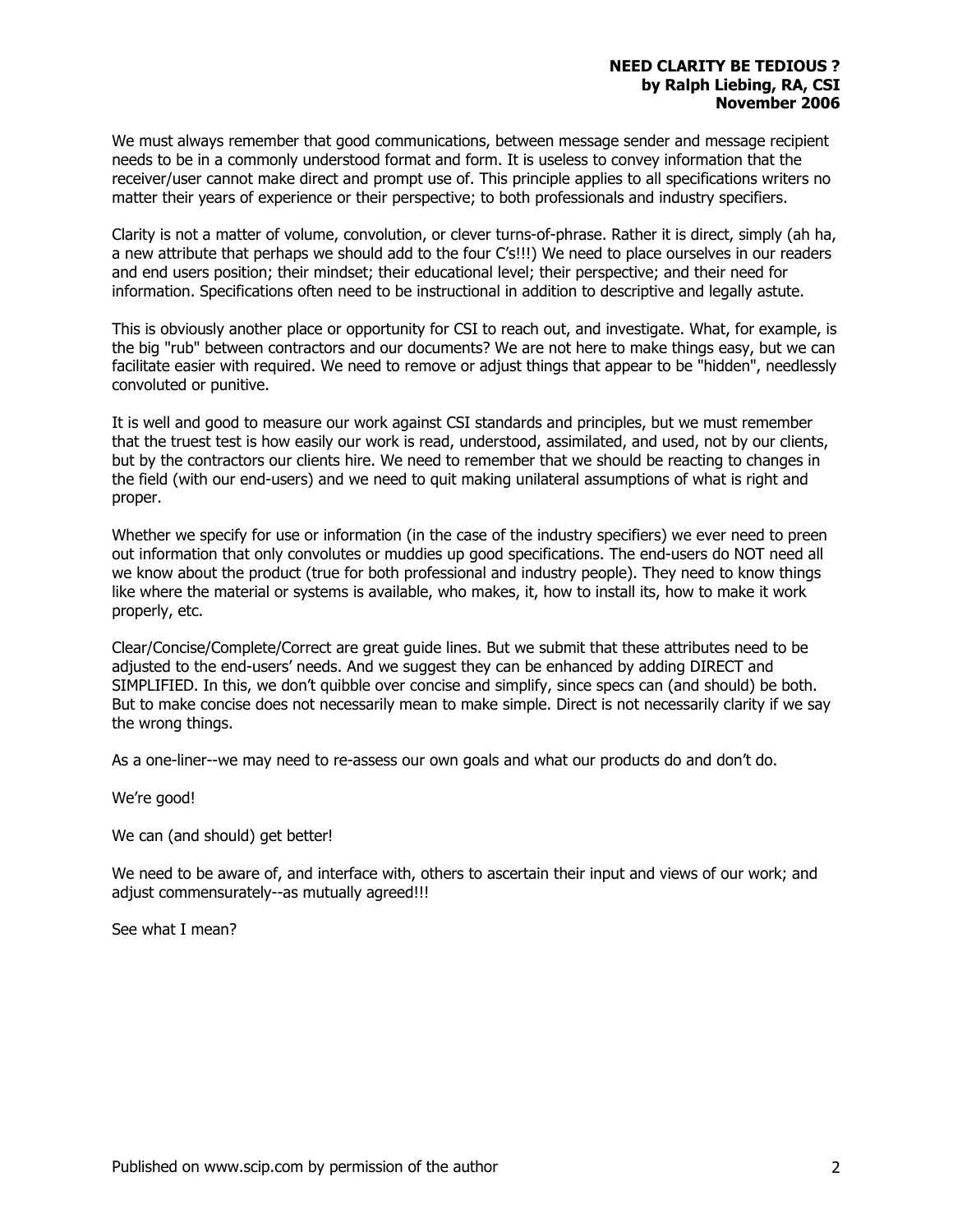We must always remember that good communications, between message sender and message recipient needs to be in a commonly understood format and form. It is useless to convey information that the receiver/user cannot make direct and prompt use of. This principle applies to all specifications writers no matter their years of experience or their perspective; to both professionals and industry specifiers.

Clarity is not a matter of volume, convolution, or clever turns-of-phrase. Rather it is direct, simply (ah ha, a new attribute that perhaps we should add to the four C's!!!) We need to place ourselves in our readers and end users position; their mindset; their educational level; their perspective; and their need for information. Specifications often need to be instructional in addition to descriptive and legally astute.

This is obviously another place or opportunity for CSI to reach out, and investigate. What, for example, is the big "rub" between contractors and our documents? We are not here to make things easy, but we can facilitate easier with required. We need to remove or adjust things that appear to be "hidden", needlessly convoluted or punitive.

It is well and good to measure our work against CSI standards and principles, but we must remember that the truest test is how easily our work is read, understood, assimilated, and used, not by our clients, but by the contractors our clients hire. We need to remember that we should be reacting to changes in the field (with our end-users) and we need to quit making unilateral assumptions of what is right and proper.

Whether we specify for use or information (in the case of the industry specifiers) we ever need to preen out information that only convolutes or muddies up good specifications. The end-users do NOT need all we know about the product (true for both professional and industry people). They need to know things like where the material or systems is available, who makes, it, how to install its, how to make it work properly, etc.

Clear/Concise/Complete/Correct are great guide lines. But we submit that these attributes need to be adjusted to the end-users' needs. And we suggest they can be enhanced by adding DIRECT and SIMPLIFIED. In this, we don't quibble over concise and simplify, since specs can (and should) be both. But to make concise does not necessarily mean to make simple. Direct is not necessarily clarity if we say the wrong things.

As a one-liner--we may need to re-assess our own goals and what our products do and don't do.

We're good!

We can (and should) get better!

We need to be aware of, and interface with, others to ascertain their input and views of our work; and adjust commensurately--as mutually agreed!!!

See what I mean?